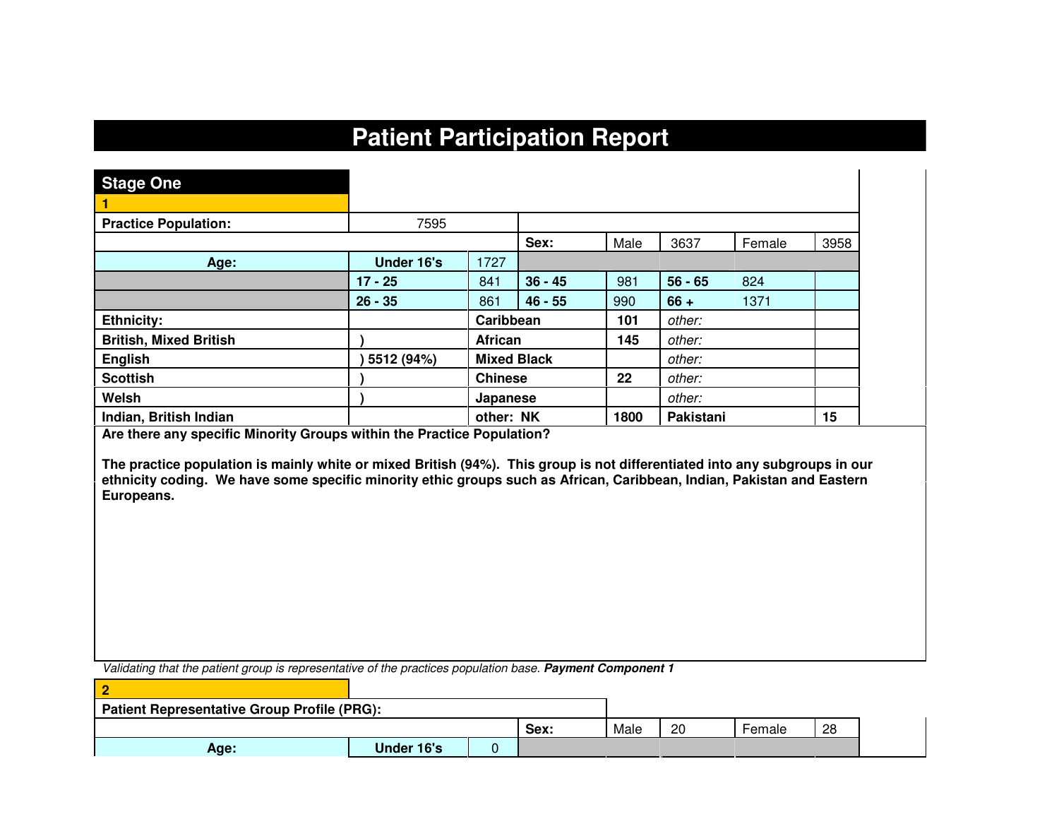# Patient Participation Report

## Stage One

**1**

| | | | | | | | |
|---|---|---|---|---|---|---|---|
| **Practice Population:** | 7595 | | | | | | |
| | | | **Sex:** | Male | 3637 | Female | 3958 |
| **Age:** | **Under 16's** | 1727 | | | | | |
| | **17 - 25** | 841 | **36 - 45** | 981 | **56 - 65** | 824 | |
| | **26 - 35** | 861 | **46 - 55** | 990 | **66 +** | 1371 | |
| **Ethnicity:** | | **Caribbean** | | **101** | *other:* | | |
| **British, Mixed British** | **)** | **African** | | **145** | *other:* | | |
| **English** | **) 5512 (94%)** | **Mixed Black** | | | *other:* | | |
| **Scottish** | **)** | **Chinese** | | **22** | *other:* | | |
| **Welsh** | **)** | **Japanese** | | | *other:* | | |
| **Indian, British Indian** | | **other: NK** | | **1800** | **Pakistani** | | **15** |

**Are there any specific Minority Groups within the Practice Population?**

**The practice population is mainly white or mixed British (94%). This group is not differentiated into any subgroups in our ethnicity coding. We have some specific minority ethic groups such as African, Caribbean, Indian, Pakistan and Eastern Europeans.**

*Validating that the patient group is representative of the practices population base.* ***Payment Component 1***

**2**

| | | | | | | | |
|---|---|---|---|---|---|---|---|
| **Patient Representative Group Profile (PRG):** | | | | | | | |
| | | | **Sex:** | Male | 20 | Female | 28 |
| **Age:** | **Under 16's** | 0 | | | | | |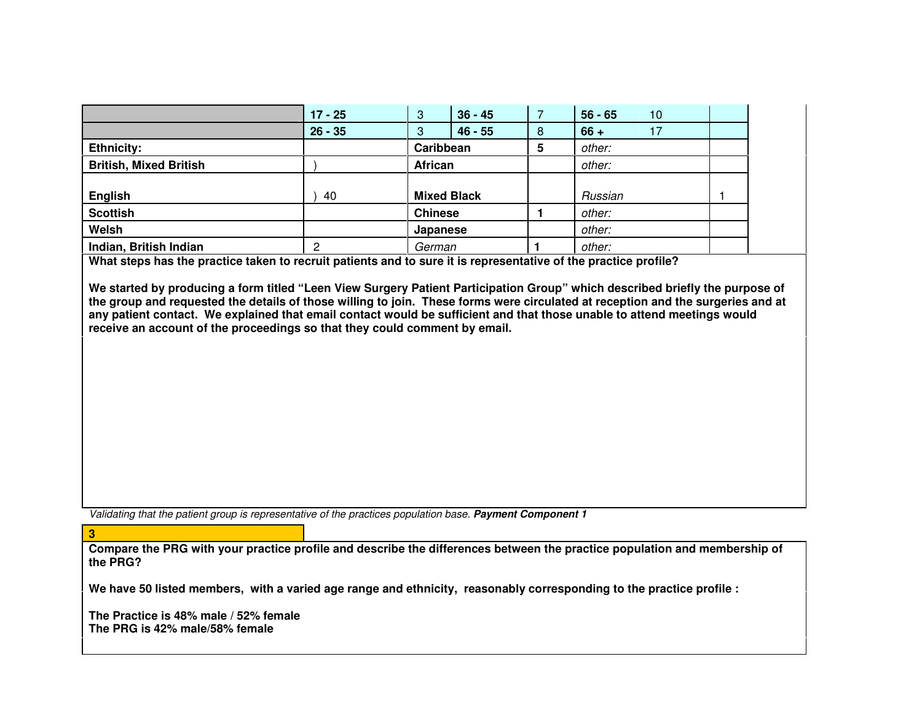| | 17 - 25 | 3 | 36 - 45 | 7 | 56 - 65 | 10 | |
|---|---|---|---|---|---|---|---|
| | 26 - 35 | 3 | 46 - 55 | 8 | 66 + | 17 | |

| | | | | | |
|---|---|---|---|---|---|
| **Ethnicity:** | | **Caribbean** | **5** | *other:* | |
| **British, Mixed British** | ) | **African** | | *other:* | |
| **English** | ) 40 | **Mixed Black** | | *Russian* | 1 |
| **Scottish** | | **Chinese** | **1** | *other:* | |
| **Welsh** | | **Japanese** | | *other:* | |
| **Indian, British Indian** | 2 | *German* | **1** | *other:* | |

**What steps has the practice taken to recruit patients and to sure it is representative of the practice profile?**

**We started by producing a form titled "Leen View Surgery Patient Participation Group" which described briefly the purpose of the group and requested the details of those willing to join. These forms were circulated at reception and the surgeries and at any patient contact. We explained that email contact would be sufficient and that those unable to attend meetings would receive an account of the proceedings so that they could comment by email.**

*Validating that the patient group is representative of the practices population base.* ***Payment Component 1***

**3**

**Compare the PRG with your practice profile and describe the differences between the practice population and membership of the PRG?**

**We have 50 listed members, with a varied age range and ethnicity, reasonably corresponding to the practice profile :**

**The Practice is 48% male / 52% female**
**The PRG is 42% male/58% female**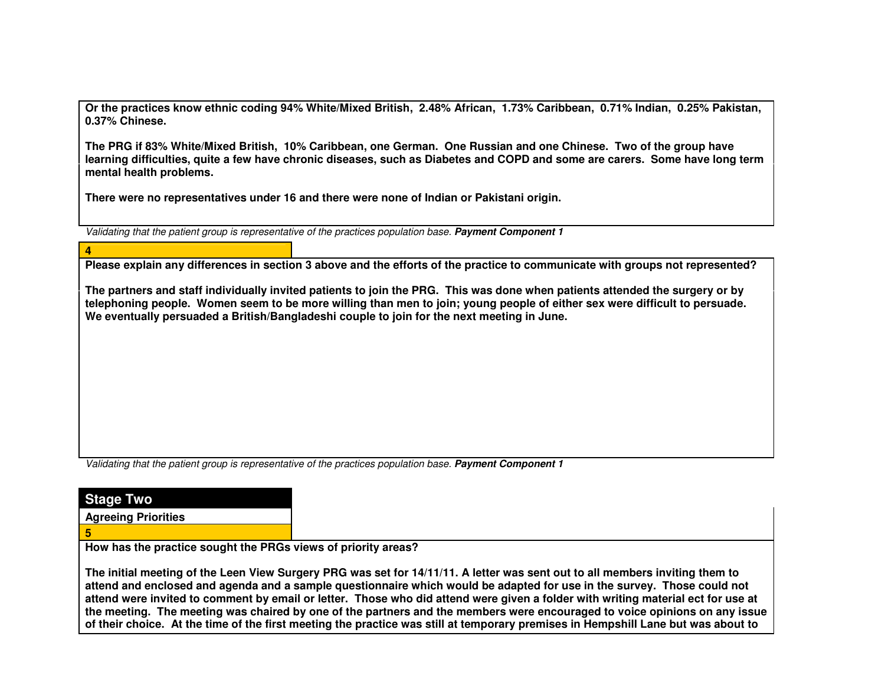**Or the practices know ethnic coding 94% White/Mixed British, 2.48% African, 1.73% Caribbean, 0.71% Indian, 0.25% Pakistan, 0.37% Chinese.**

**The PRG if 83% White/Mixed British, 10% Caribbean, one German. One Russian and one Chinese. Two of the group have learning difficulties, quite a few have chronic diseases, such as Diabetes and COPD and some are carers. Some have long term mental health problems.**

**There were no representatives under 16 and there were none of Indian or Pakistani origin.**

*Validating that the patient group is representative of the practices population base.* ***Payment Component 1***

**4**

**Please explain any differences in section 3 above and the efforts of the practice to communicate with groups not represented?**

**The partners and staff individually invited patients to join the PRG. This was done when patients attended the surgery or by telephoning people. Women seem to be more willing than men to join; young people of either sex were difficult to persuade. We eventually persuaded a British/Bangladeshi couple to join for the next meeting in June.**

*Validating that the patient group is representative of the practices population base.* ***Payment Component 1***

## Stage Two

**Agreeing Priorities**

**5**

**How has the practice sought the PRGs views of priority areas?**

**The initial meeting of the Leen View Surgery PRG was set for 14/11/11. A letter was sent out to all members inviting them to attend and enclosed and agenda and a sample questionnaire which would be adapted for use in the survey. Those could not attend were invited to comment by email or letter. Those who did attend were given a folder with writing material ect for use at the meeting. The meeting was chaired by one of the partners and the members were encouraged to voice opinions on any issue of their choice. At the time of the first meeting the practice was still at temporary premises in Hempshill Lane but was about to**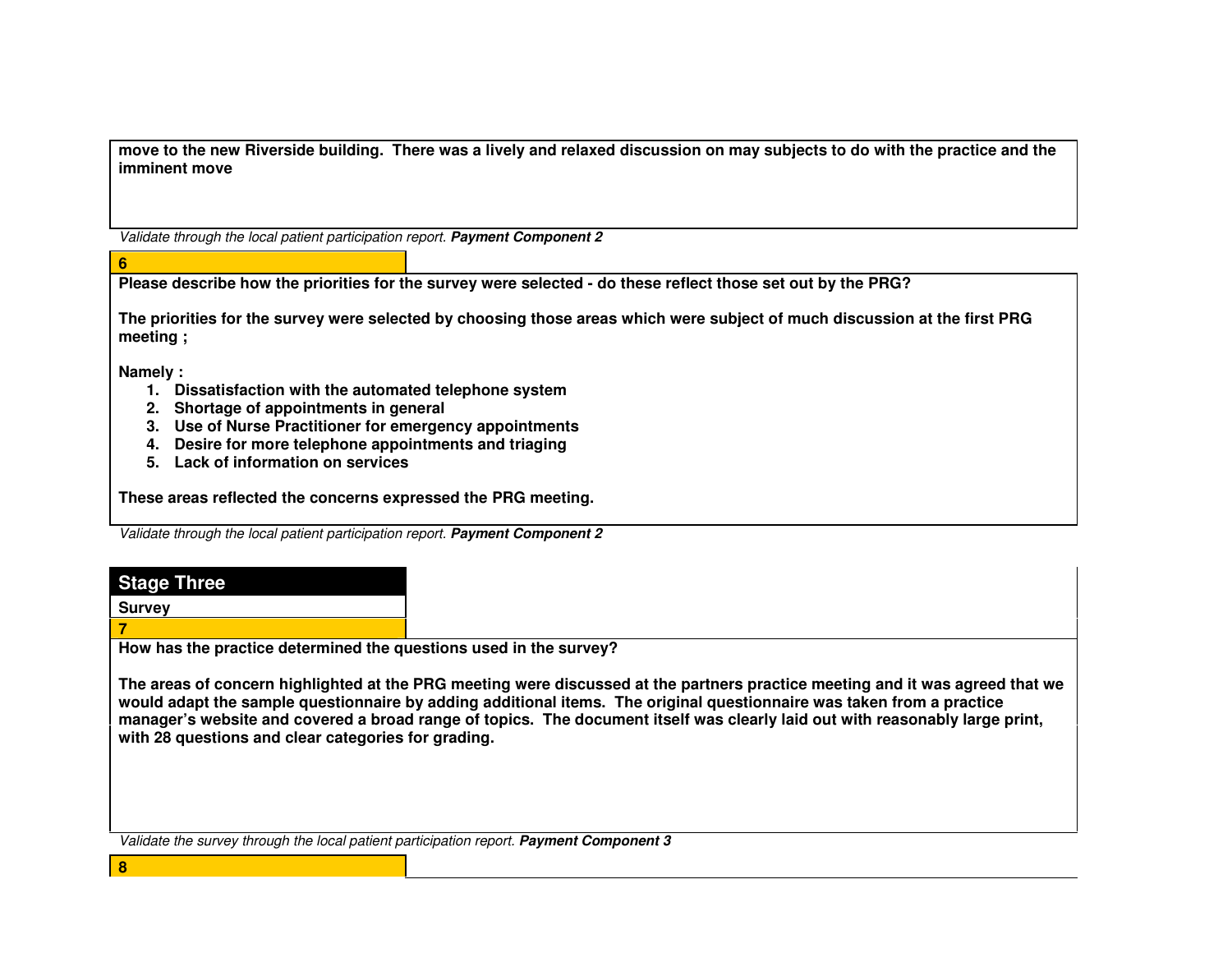**move to the new Riverside building. There was a lively and relaxed discussion on may subjects to do with the practice and the imminent move**

*Validate through the local patient participation report.* ***Payment Component 2***

**6**

**Please describe how the priorities for the survey were selected - do these reflect those set out by the PRG?**

**The priorities for the survey were selected by choosing those areas which were subject of much discussion at the first PRG meeting ;**

**Namely :**

1. **Dissatisfaction with the automated telephone system**
2. **Shortage of appointments in general**
3. **Use of Nurse Practitioner for emergency appointments**
4. **Desire for more telephone appointments and triaging**
5. **Lack of information on services**

**These areas reflected the concerns expressed the PRG meeting.**

*Validate through the local patient participation report.* ***Payment Component 2***

## Stage Three

**Survey**

**7**

**How has the practice determined the questions used in the survey?**

**The areas of concern highlighted at the PRG meeting were discussed at the partners practice meeting and it was agreed that we would adapt the sample questionnaire by adding additional items. The original questionnaire was taken from a practice manager's website and covered a broad range of topics. The document itself was clearly laid out with reasonably large print, with 28 questions and clear categories for grading.**

*Validate the survey through the local patient participation report.* ***Payment Component 3***

**8**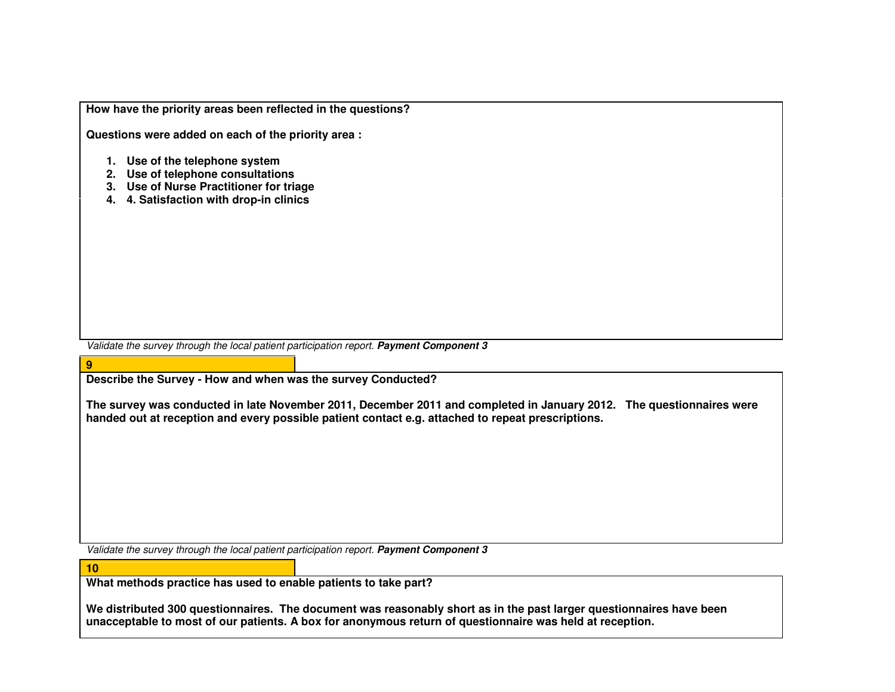**How have the priority areas been reflected in the questions?**

**Questions were added on each of the priority area :**

1. **Use of the telephone system**
2. **Use of telephone consultations**
3. **Use of Nurse Practitioner for triage**
4. **4. Satisfaction with drop-in clinics**

*Validate the survey through the local patient participation report.* ***Payment Component 3***

**9**

**Describe the Survey - How and when was the survey Conducted?**

**The survey was conducted in late November 2011, December 2011 and completed in January 2012. The questionnaires were handed out at reception and every possible patient contact e.g. attached to repeat prescriptions.**

*Validate the survey through the local patient participation report.* ***Payment Component 3***

**10**

**What methods practice has used to enable patients to take part?**

**We distributed 300 questionnaires. The document was reasonably short as in the past larger questionnaires have been unacceptable to most of our patients. A box for anonymous return of questionnaire was held at reception.**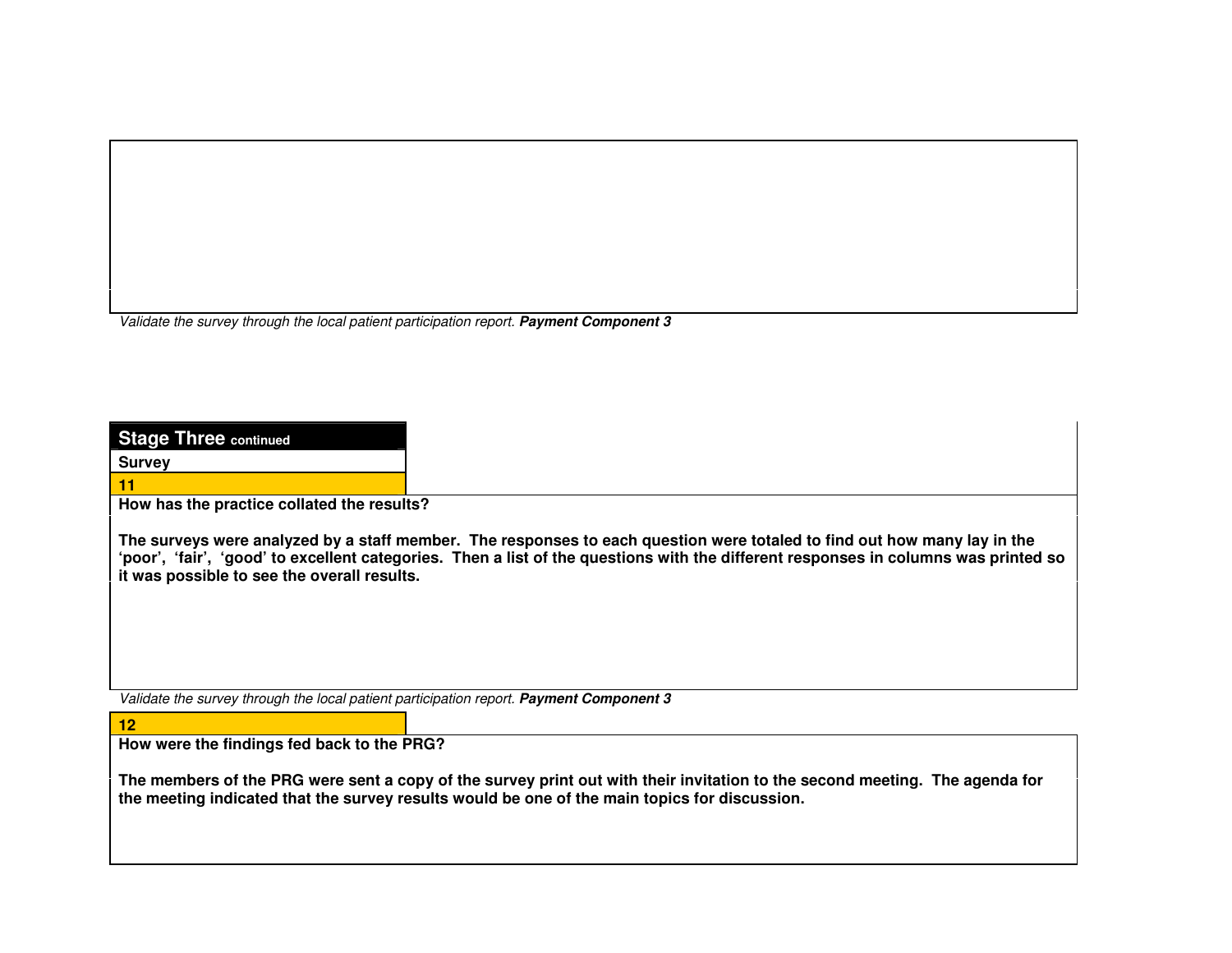*Validate the survey through the local patient participation report.* ***Payment Component 3***

## Stage Three continued

**Survey**

**11**

**How has the practice collated the results?**

**The surveys were analyzed by a staff member. The responses to each question were totaled to find out how many lay in the 'poor', 'fair', 'good' to excellent categories. Then a list of the questions with the different responses in columns was printed so it was possible to see the overall results.**

*Validate the survey through the local patient participation report.* ***Payment Component 3***

**12**

**How were the findings fed back to the PRG?**

**The members of the PRG were sent a copy of the survey print out with their invitation to the second meeting. The agenda for the meeting indicated that the survey results would be one of the main topics for discussion.**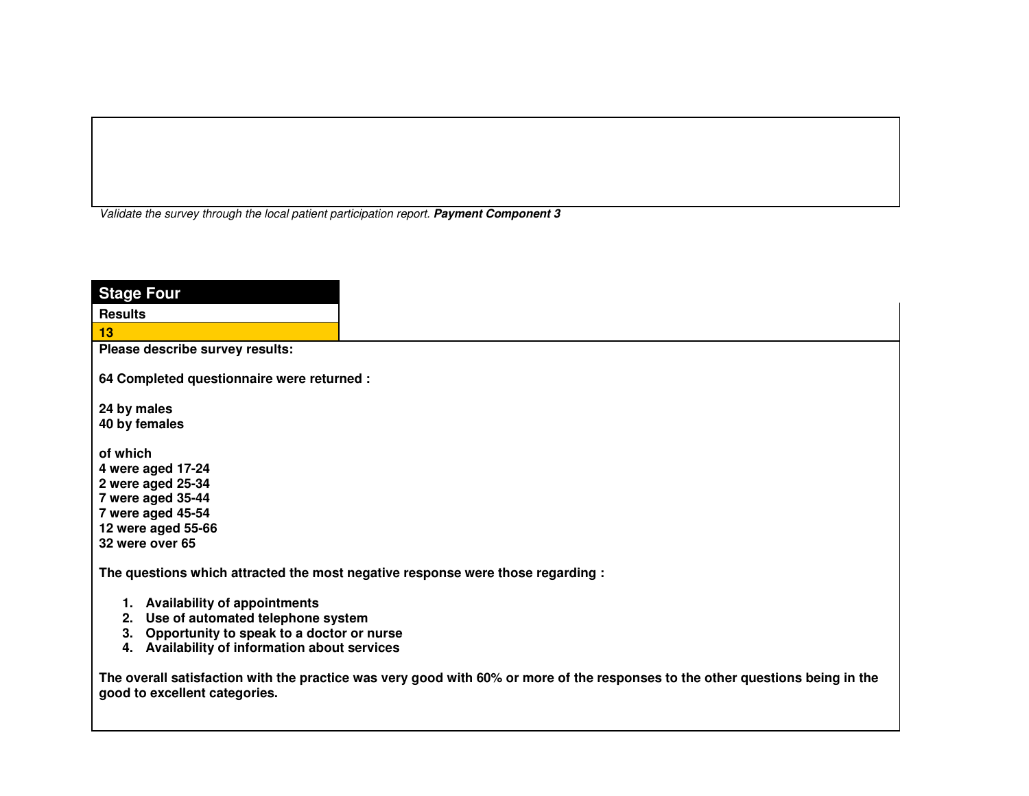*Validate the survey through the local patient participation report.* ***Payment Component 3***

## Stage Four

**Results**

**13**

**Please describe survey results:**

**64 Completed questionnaire were returned :**

**24 by males**
**40 by females**

**of which**
**4 were aged 17-24**
**2 were aged 25-34**
**7 were aged 35-44**
**7 were aged 45-54**
**12 were aged 55-66**
**32 were over 65**

**The questions which attracted the most negative response were those regarding :**

1. **Availability of appointments**
2. **Use of automated telephone system**
3. **Opportunity to speak to a doctor or nurse**
4. **Availability of information about services**

**The overall satisfaction with the practice was very good with 60% or more of the responses to the other questions being in the good to excellent categories.**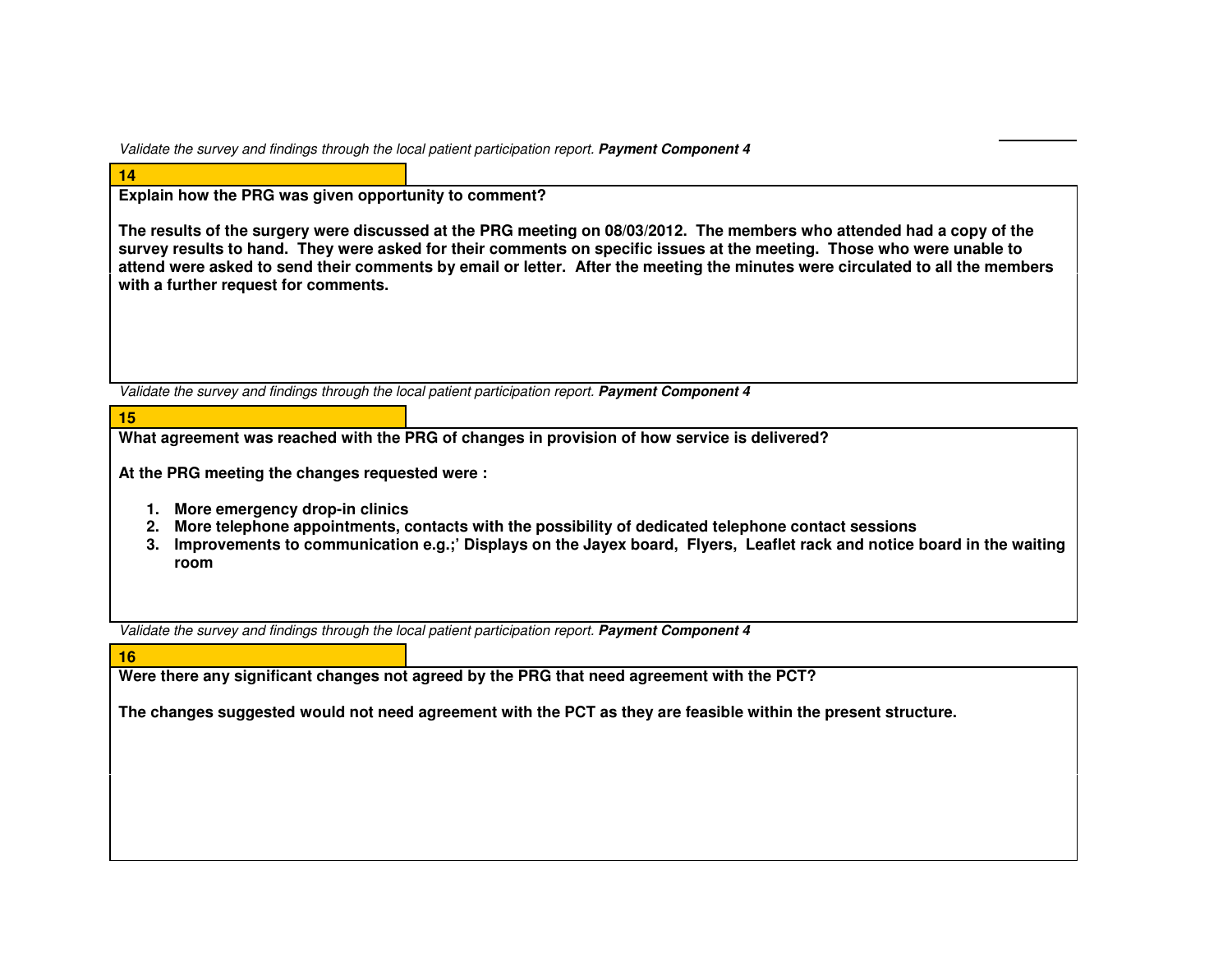*Validate the survey and findings through the local patient participation report.* ***Payment Component 4***

**14**

**Explain how the PRG was given opportunity to comment?**

**The results of the surgery were discussed at the PRG meeting on 08/03/2012. The members who attended had a copy of the survey results to hand. They were asked for their comments on specific issues at the meeting. Those who were unable to attend were asked to send their comments by email or letter. After the meeting the minutes were circulated to all the members with a further request for comments.**

*Validate the survey and findings through the local patient participation report.* ***Payment Component 4***

**15**

**What agreement was reached with the PRG of changes in provision of how service is delivered?**

**At the PRG meeting the changes requested were :**

1. **More emergency drop-in clinics**
2. **More telephone appointments, contacts with the possibility of dedicated telephone contact sessions**
3. **Improvements to communication e.g.;' Displays on the Jayex board, Flyers, Leaflet rack and notice board in the waiting room**

*Validate the survey and findings through the local patient participation report.* ***Payment Component 4***

**16**

**Were there any significant changes not agreed by the PRG that need agreement with the PCT?**

**The changes suggested would not need agreement with the PCT as they are feasible within the present structure.**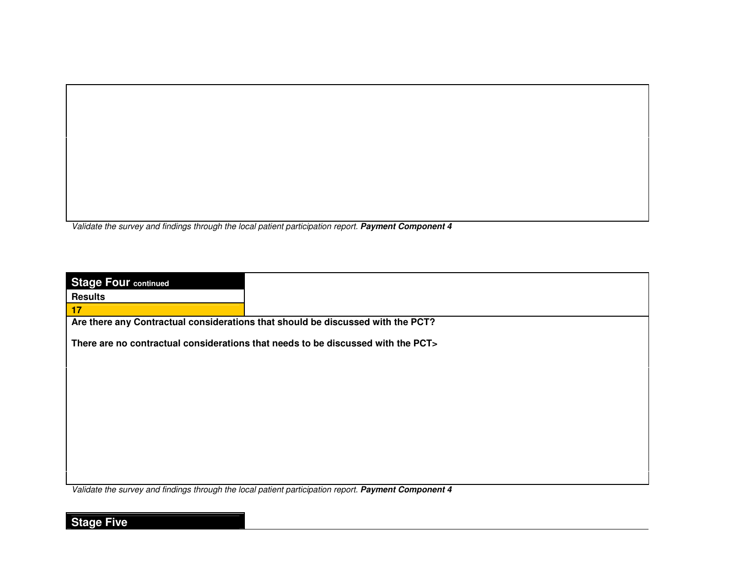*Validate the survey and findings through the local patient participation report.* ***Payment Component 4***

## Stage Four continued

**Results**

**17**

**Are there any Contractual considerations that should be discussed with the PCT?**

**There are no contractual considerations that needs to be discussed with the PCT>**

*Validate the survey and findings through the local patient participation report.* ***Payment Component 4***

## Stage Five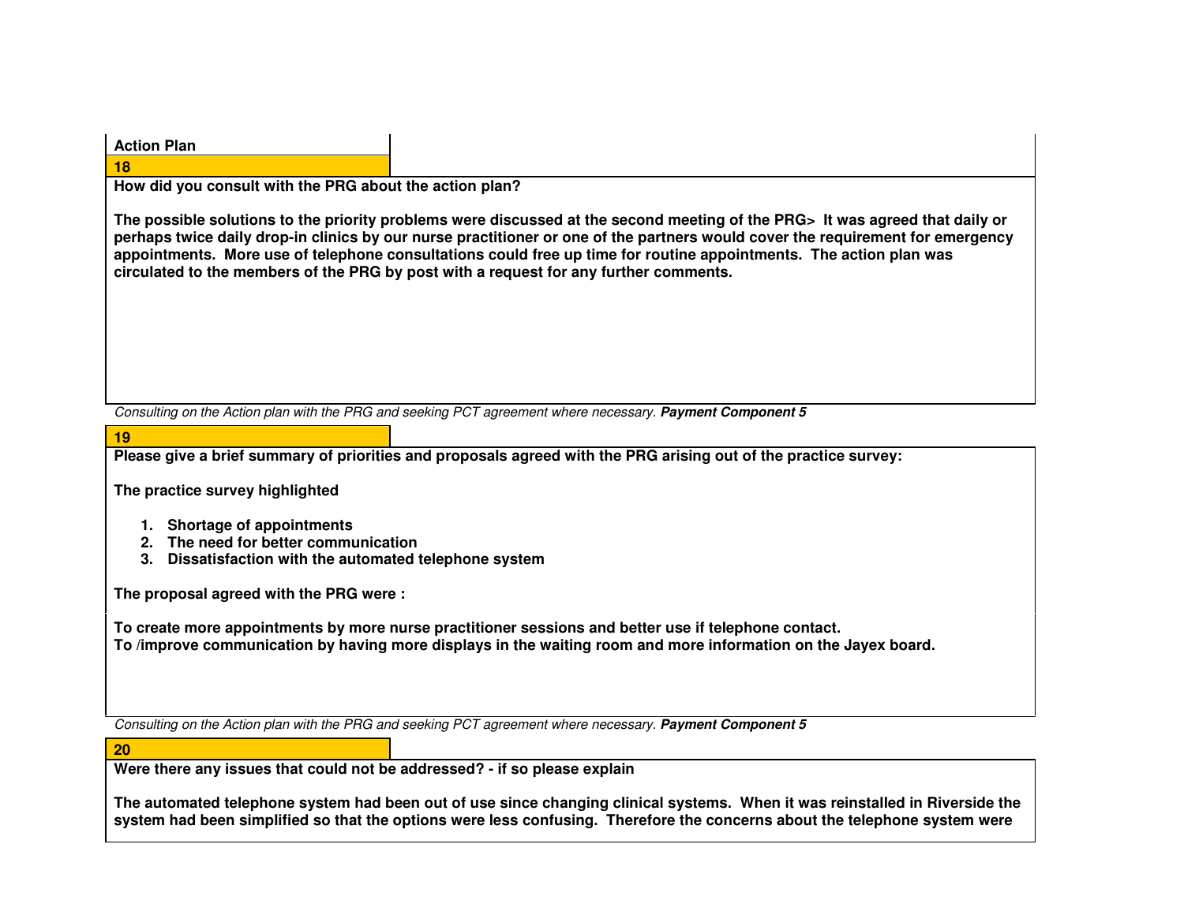**Action Plan**

**18**

**How did you consult with the PRG about the action plan?**

**The possible solutions to the priority problems were discussed at the second meeting of the PRG> It was agreed that daily or perhaps twice daily drop-in clinics by our nurse practitioner or one of the partners would cover the requirement for emergency appointments. More use of telephone consultations could free up time for routine appointments. The action plan was circulated to the members of the PRG by post with a request for any further comments.**

*Consulting on the Action plan with the PRG and seeking PCT agreement where necessary.* ***Payment Component 5***

**19**

**Please give a brief summary of priorities and proposals agreed with the PRG arising out of the practice survey:**

**The practice survey highlighted**

1. **Shortage of appointments**
2. **The need for better communication**
3. **Dissatisfaction with the automated telephone system**

**The proposal agreed with the PRG were :**

**To create more appointments by more nurse practitioner sessions and better use if telephone contact.**
**To /improve communication by having more displays in the waiting room and more information on the Jayex board.**

*Consulting on the Action plan with the PRG and seeking PCT agreement where necessary.* ***Payment Component 5***

**20**

**Were there any issues that could not be addressed? - if so please explain**

**The automated telephone system had been out of use since changing clinical systems. When it was reinstalled in Riverside the system had been simplified so that the options were less confusing. Therefore the concerns about the telephone system were**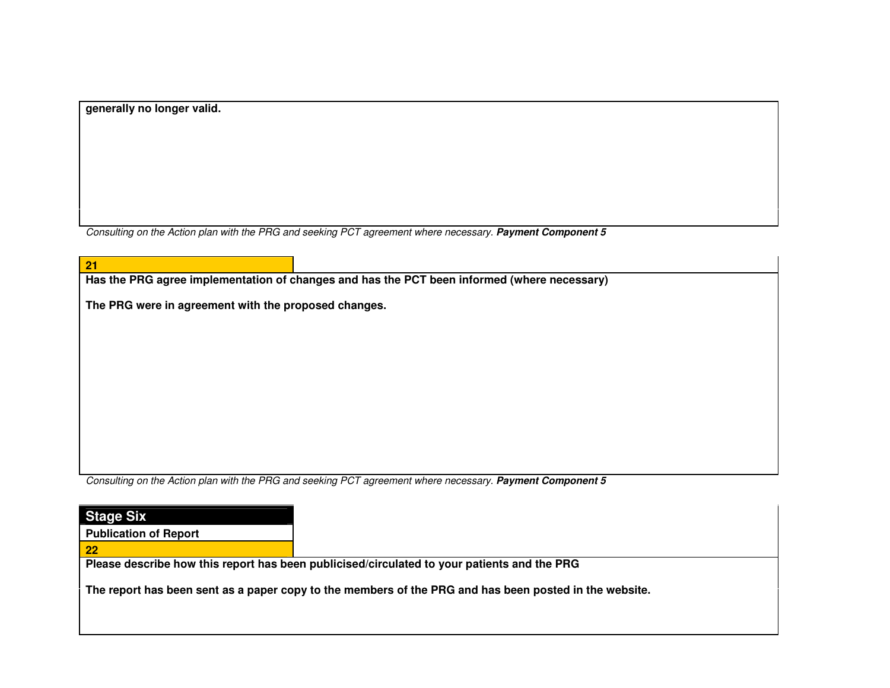**generally no longer valid.**

*Consulting on the Action plan with the PRG and seeking PCT agreement where necessary.* ***Payment Component 5***

**21**

**Has the PRG agree implementation of changes and has the PCT been informed (where necessary)**

**The PRG were in agreement with the proposed changes.**

*Consulting on the Action plan with the PRG and seeking PCT agreement where necessary.* ***Payment Component 5***

## Stage Six

**Publication of Report**

**22**

**Please describe how this report has been publicised/circulated to your patients and the PRG**

**The report has been sent as a paper copy to the members of the PRG and has been posted in the website.**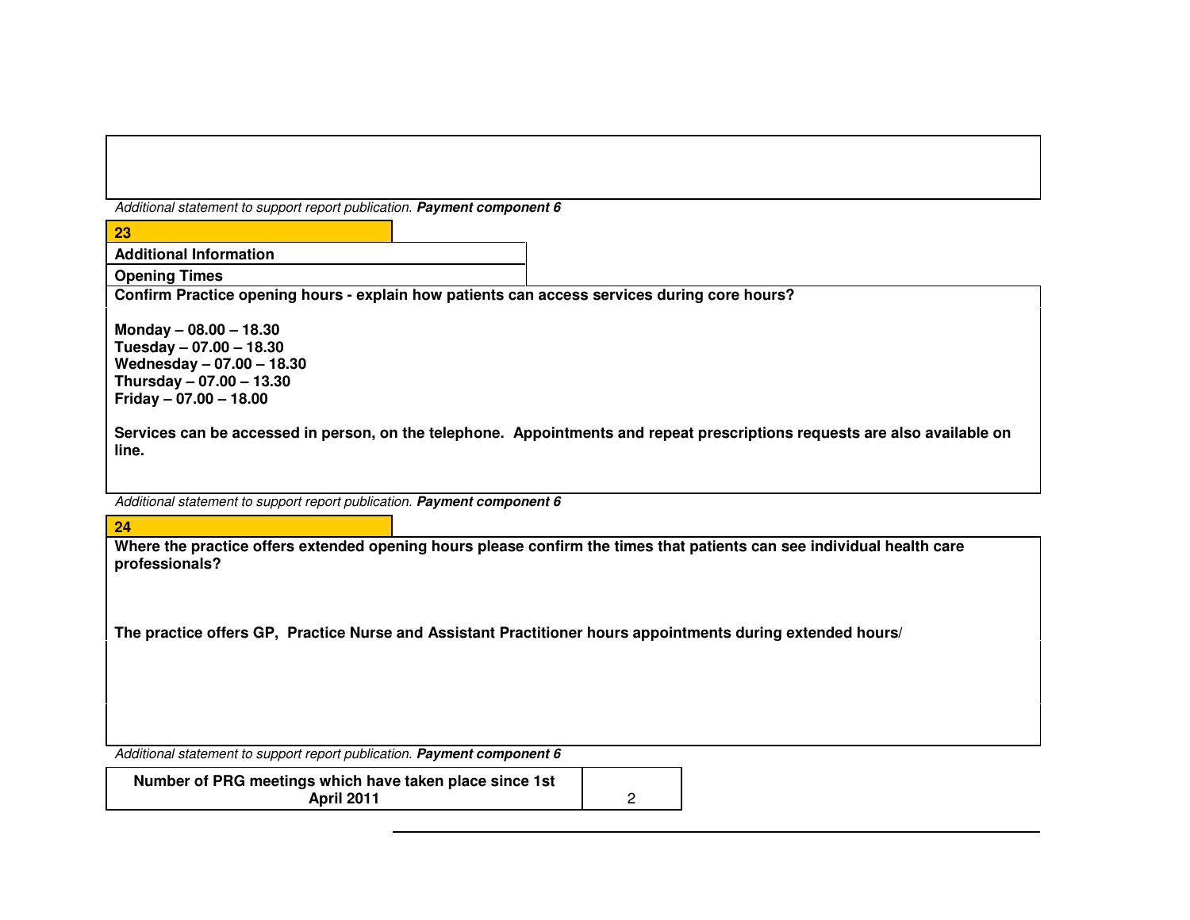*Additional statement to support report publication.* ***Payment component 6***

**23**

**Additional Information**

**Opening Times**

**Confirm Practice opening hours - explain how patients can access services during core hours?**

**Monday – 08.00 – 18.30**
**Tuesday – 07.00 – 18.30**
**Wednesday – 07.00 – 18.30**
**Thursday – 07.00 – 13.30**
**Friday – 07.00 – 18.00**

**Services can be accessed in person, on the telephone. Appointments and repeat prescriptions requests are also available on line.**

*Additional statement to support report publication.* ***Payment component 6***

**24**

**Where the practice offers extended opening hours please confirm the times that patients can see individual health care professionals?**

**The practice offers GP, Practice Nurse and Assistant Practitioner hours appointments during extended hours/**

*Additional statement to support report publication.* ***Payment component 6***

| **Number of PRG meetings which have taken place since 1st April 2011** | 2 |
|---|---|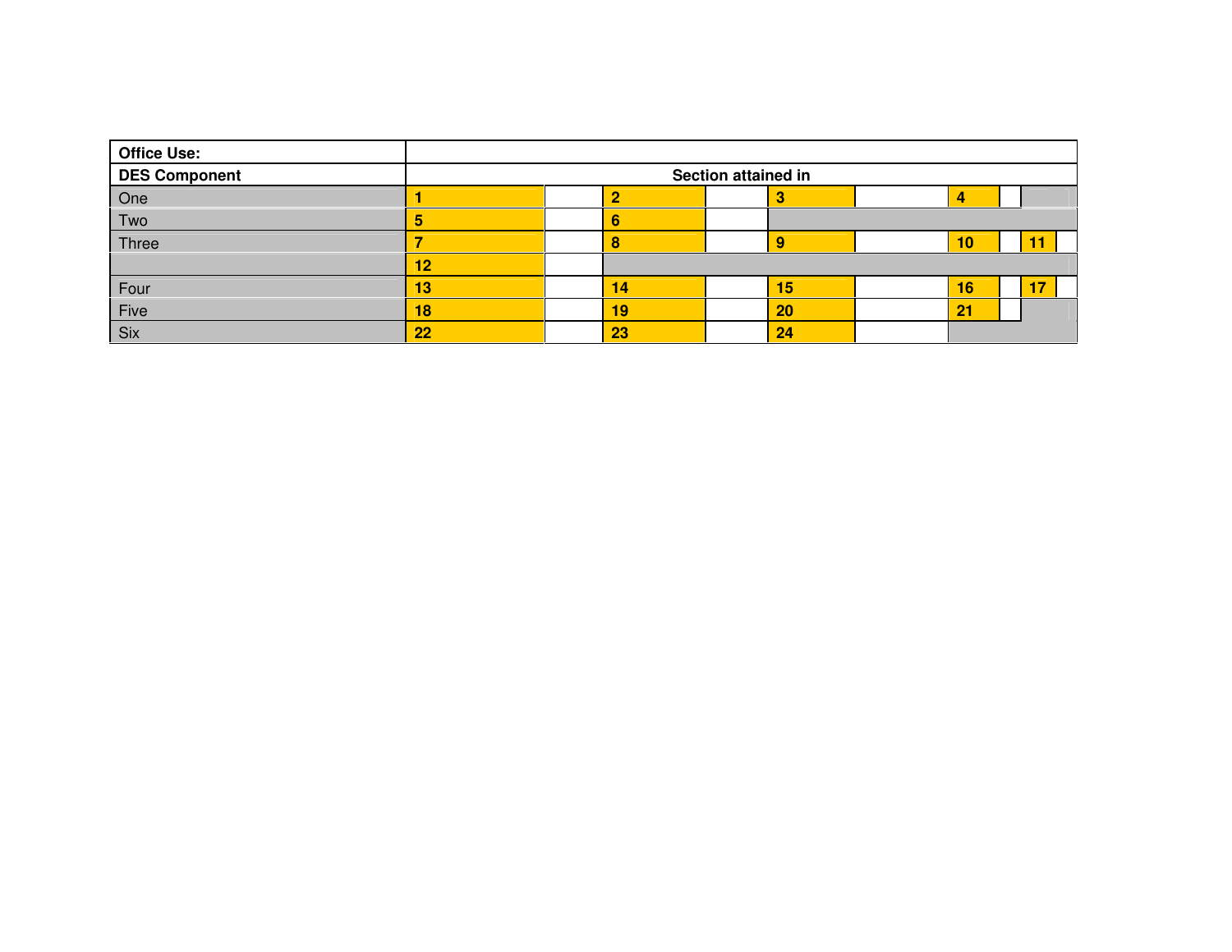| Office Use: | | | | | | | | | | |
|---|---|---|---|---|---|---|---|---|---|---|
| **DES Component** | **Section attained in** | | | | | | | | | |
| One | **1** | | **2** | | **3** | | **4** | | | |
| Two | **5** | | **6** | | | | | | | |
| Three | **7** | | **8** | | **9** | | **10** | | **11** | |
| | **12** | | | | | | | | | |
| Four | **13** | | **14** | | **15** | | **16** | | **17** | |
| Five | **18** | | **19** | | **20** | | **21** | | | |
| Six | **22** | | **23** | | **24** | | | | | |